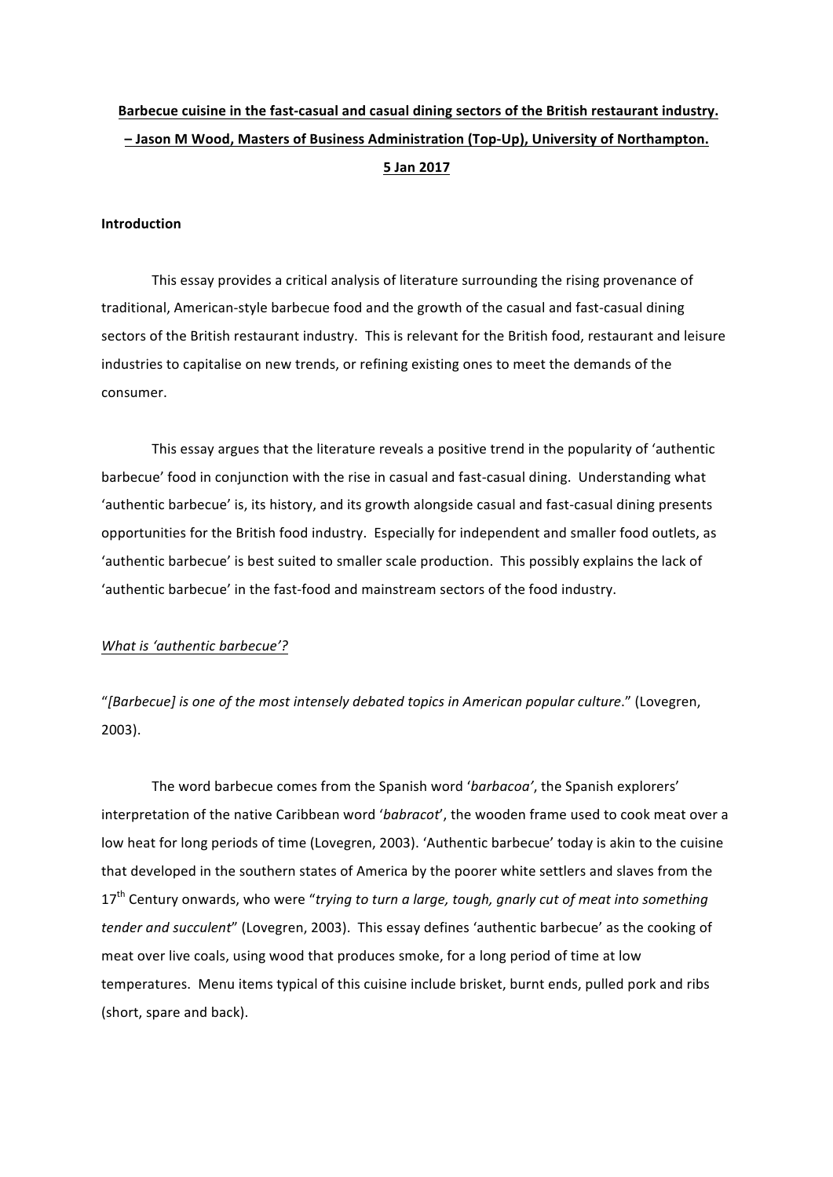**Barbecue cuisine in the fast-casual and casual dining sectors of the British restaurant industry.**

**– Jason M Wood, Masters of Business Administration (Top-Up), University of Northampton.**

**5 Jan 2017**

## Introduction

This essay provides a critical analysis of literature surrounding the rising provenance of traditional, American-style barbecue food and the growth of the casual and fast-casual dining sectors of the British restaurant industry. This is relevant for the British food, restaurant and leisure industries to capitalise on new trends, or refining existing ones to meet the demands of the consumer.

This essay argues that the literature reveals a positive trend in the popularity of 'authentic barbecue' food in conjunction with the rise in casual and fast-casual dining. Understanding what 'authentic barbecue' is, its history, and its growth alongside casual and fast-casual dining presents opportunities for the British food industry. Especially for independent and smaller food outlets, as 'authentic barbecue' is best suited to smaller scale production. This possibly explains the lack of 'authentic barbecue' in the fast-food and mainstream sectors of the food industry.

### *What is 'authentic barbecue'?*

"*[Barbecue] is one of the most intensely debated topics in American popular culture*." (Lovegren, 2003).

The word barbecue comes from the Spanish word '*barbacoa*', the Spanish explorers' interpretation of the native Caribbean word '*babracot*', the wooden frame used to cook meat over a low heat for long periods of time (Lovegren, 2003). 'Authentic barbecue' today is akin to the cuisine that developed in the southern states of America by the poorer white settlers and slaves from the 17th Century onwards, who were "*trying to turn a large, tough, gnarly cut of meat into something tender and succulent*" (Lovegren, 2003). This essay defines 'authentic barbecue' as the cooking of meat over live coals, using wood that produces smoke, for a long period of time at low temperatures. Menu items typical of this cuisine include brisket, burnt ends, pulled pork and ribs (short, spare and back).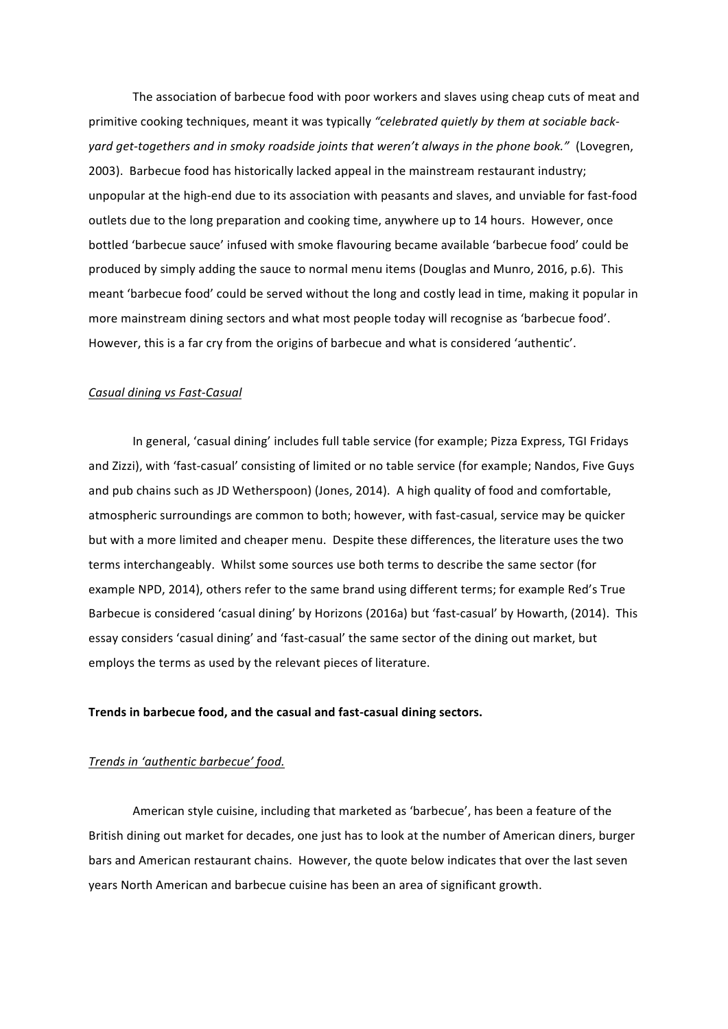The association of barbecue food with poor workers and slaves using cheap cuts of meat and primitive cooking techniques, meant it was typically *"celebrated quietly by them at sociable back-yard get-togethers and in smoky roadside joints that weren't always in the phone book."* (Lovegren, 2003). Barbecue food has historically lacked appeal in the mainstream restaurant industry; unpopular at the high-end due to its association with peasants and slaves, and unviable for fast-food outlets due to the long preparation and cooking time, anywhere up to 14 hours. However, once bottled 'barbecue sauce' infused with smoke flavouring became available 'barbecue food' could be produced by simply adding the sauce to normal menu items (Douglas and Munro, 2016, p.6). This meant 'barbecue food' could be served without the long and costly lead in time, making it popular in more mainstream dining sectors and what most people today will recognise as 'barbecue food'. However, this is a far cry from the origins of barbecue and what is considered 'authentic'.

*Casual dining vs Fast-Casual*

In general, 'casual dining' includes full table service (for example; Pizza Express, TGI Fridays and Zizzi), with 'fast-casual' consisting of limited or no table service (for example; Nandos, Five Guys and pub chains such as JD Wetherspoon) (Jones, 2014). A high quality of food and comfortable, atmospheric surroundings are common to both; however, with fast-casual, service may be quicker but with a more limited and cheaper menu. Despite these differences, the literature uses the two terms interchangeably. Whilst some sources use both terms to describe the same sector (for example NPD, 2014), others refer to the same brand using different terms; for example Red's True Barbecue is considered 'casual dining' by Horizons (2016a) but 'fast-casual' by Howarth, (2014). This essay considers 'casual dining' and 'fast-casual' the same sector of the dining out market, but employs the terms as used by the relevant pieces of literature.

**Trends in barbecue food, and the casual and fast-casual dining sectors.**

*Trends in 'authentic barbecue' food.*

American style cuisine, including that marketed as 'barbecue', has been a feature of the British dining out market for decades, one just has to look at the number of American diners, burger bars and American restaurant chains. However, the quote below indicates that over the last seven years North American and barbecue cuisine has been an area of significant growth.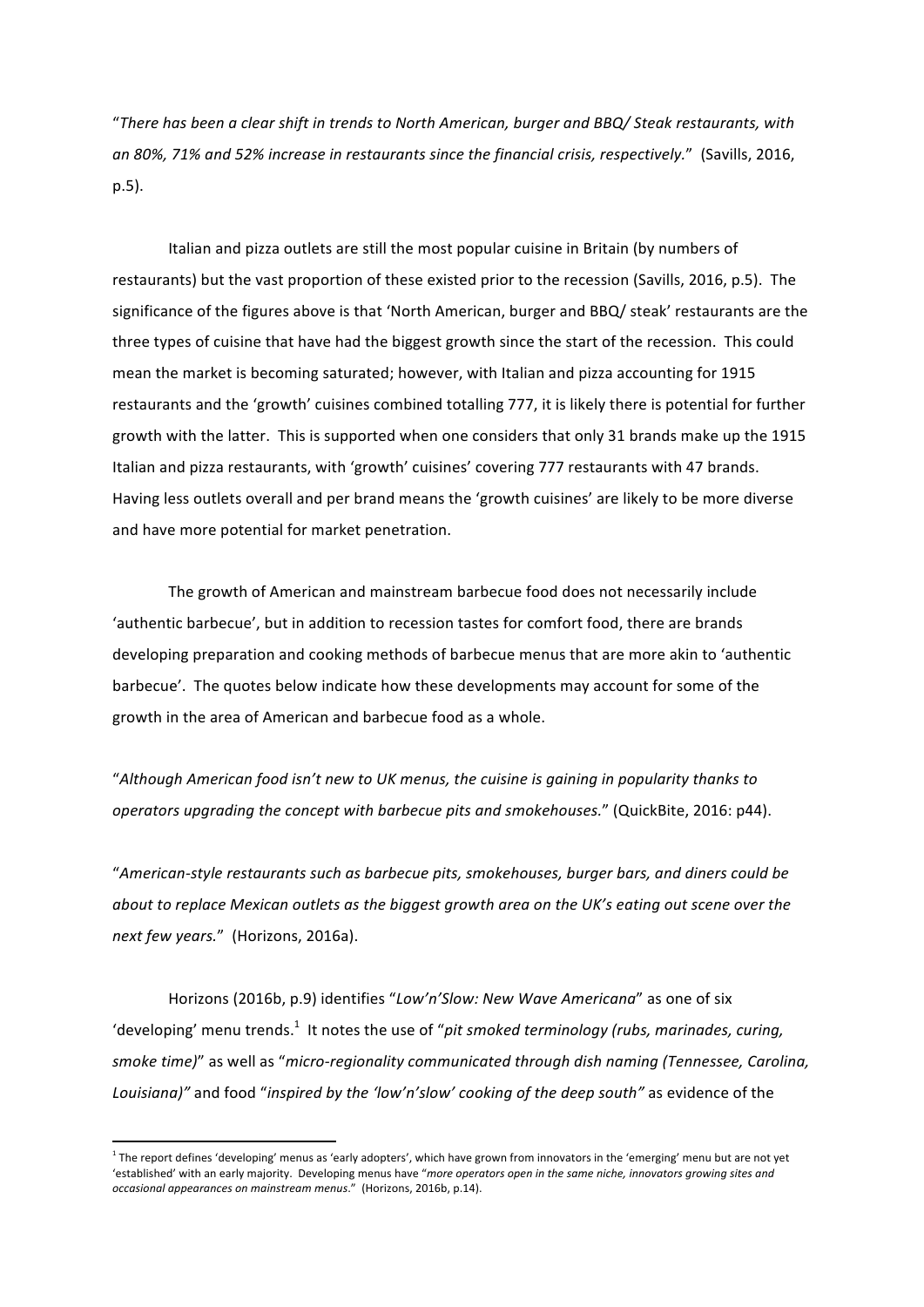"*There has been a clear shift in trends to North American, burger and BBQ/ Steak restaurants, with an 80%, 71% and 52% increase in restaurants since the financial crisis, respectively.*" (Savills, 2016, p.5).

Italian and pizza outlets are still the most popular cuisine in Britain (by numbers of restaurants) but the vast proportion of these existed prior to the recession (Savills, 2016, p.5). The significance of the figures above is that 'North American, burger and BBQ/ steak' restaurants are the three types of cuisine that have had the biggest growth since the start of the recession. This could mean the market is becoming saturated; however, with Italian and pizza accounting for 1915 restaurants and the 'growth' cuisines combined totalling 777, it is likely there is potential for further growth with the latter. This is supported when one considers that only 31 brands make up the 1915 Italian and pizza restaurants, with 'growth' cuisines' covering 777 restaurants with 47 brands. Having less outlets overall and per brand means the 'growth cuisines' are likely to be more diverse and have more potential for market penetration.

The growth of American and mainstream barbecue food does not necessarily include 'authentic barbecue', but in addition to recession tastes for comfort food, there are brands developing preparation and cooking methods of barbecue menus that are more akin to 'authentic barbecue'. The quotes below indicate how these developments may account for some of the growth in the area of American and barbecue food as a whole.

"*Although American food isn't new to UK menus, the cuisine is gaining in popularity thanks to operators upgrading the concept with barbecue pits and smokehouses.*" (QuickBite, 2016: p44).

"*American-style restaurants such as barbecue pits, smokehouses, burger bars, and diners could be about to replace Mexican outlets as the biggest growth area on the UK's eating out scene over the next few years.*" (Horizons, 2016a).

Horizons (2016b, p.9) identifies "*Low'n'Slow: New Wave Americana*" as one of six 'developing' menu trends.[1] It notes the use of "*pit smoked terminology (rubs, marinades, curing, smoke time)*" as well as "*micro-regionality communicated through dish naming (Tennessee, Carolina, Louisiana)*" and food "*inspired by the 'low'n'slow' cooking of the deep south*" as evidence of the

[1] The report defines 'developing' menus as 'early adopters', which have grown from innovators in the 'emerging' menu but are not yet 'established' with an early majority. Developing menus have "*more operators open in the same niche, innovators growing sites and occasional appearances on mainstream menus*." (Horizons, 2016b, p.14).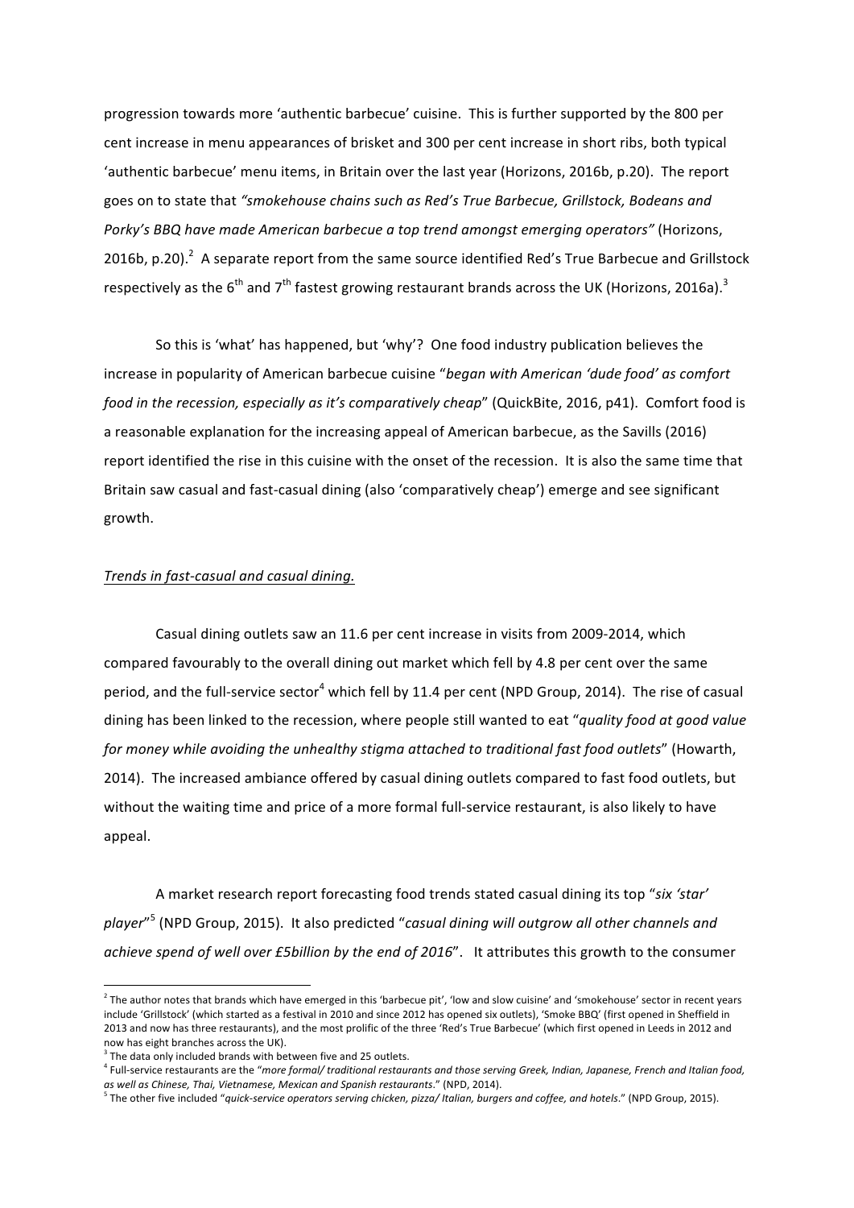progression towards more 'authentic barbecue' cuisine. This is further supported by the 800 per cent increase in menu appearances of brisket and 300 per cent increase in short ribs, both typical 'authentic barbecue' menu items, in Britain over the last year (Horizons, 2016b, p.20). The report goes on to state that *"smokehouse chains such as Red's True Barbecue, Grillstock, Bodeans and Porky's BBQ have made American barbecue a top trend amongst emerging operators"* (Horizons, 2016b, p.20).[2] A separate report from the same source identified Red's True Barbecue and Grillstock respectively as the 6th and 7th fastest growing restaurant brands across the UK (Horizons, 2016a).[3]

So this is 'what' has happened, but 'why'? One food industry publication believes the increase in popularity of American barbecue cuisine "*began with American 'dude food' as comfort food in the recession, especially as it's comparatively cheap*" (QuickBite, 2016, p41). Comfort food is a reasonable explanation for the increasing appeal of American barbecue, as the Savills (2016) report identified the rise in this cuisine with the onset of the recession. It is also the same time that Britain saw casual and fast-casual dining (also 'comparatively cheap') emerge and see significant growth.

<u>*Trends in fast-casual and casual dining.*</u>

Casual dining outlets saw an 11.6 per cent increase in visits from 2009-2014, which compared favourably to the overall dining out market which fell by 4.8 per cent over the same period, and the full-service sector[4] which fell by 11.4 per cent (NPD Group, 2014). The rise of casual dining has been linked to the recession, where people still wanted to eat "*quality food at good value for money while avoiding the unhealthy stigma attached to traditional fast food outlets*" (Howarth, 2014). The increased ambiance offered by casual dining outlets compared to fast food outlets, but without the waiting time and price of a more formal full-service restaurant, is also likely to have appeal.

A market research report forecasting food trends stated casual dining its top "*six 'star' player*"[5] (NPD Group, 2015). It also predicted "*casual dining will outgrow all other channels and achieve spend of well over £5billion by the end of 2016*". It attributes this growth to the consumer

---

[2] The author notes that brands which have emerged in this 'barbecue pit', 'low and slow cuisine' and 'smokehouse' sector in recent years include 'Grillstock' (which started as a festival in 2010 and since 2012 has opened six outlets), 'Smoke BBQ' (first opened in Sheffield in 2013 and now has three restaurants), and the most prolific of the three 'Red's True Barbecue' (which first opened in Leeds in 2012 and now has eight branches across the UK).

[3] The data only included brands with between five and 25 outlets.

[4] Full-service restaurants are the "*more formal/ traditional restaurants and those serving Greek, Indian, Japanese, French and Italian food, as well as Chinese, Thai, Vietnamese, Mexican and Spanish restaurants.*" (NPD, 2014).

[5] The other five included "*quick-service operators serving chicken, pizza/ Italian, burgers and coffee, and hotels.*" (NPD Group, 2015).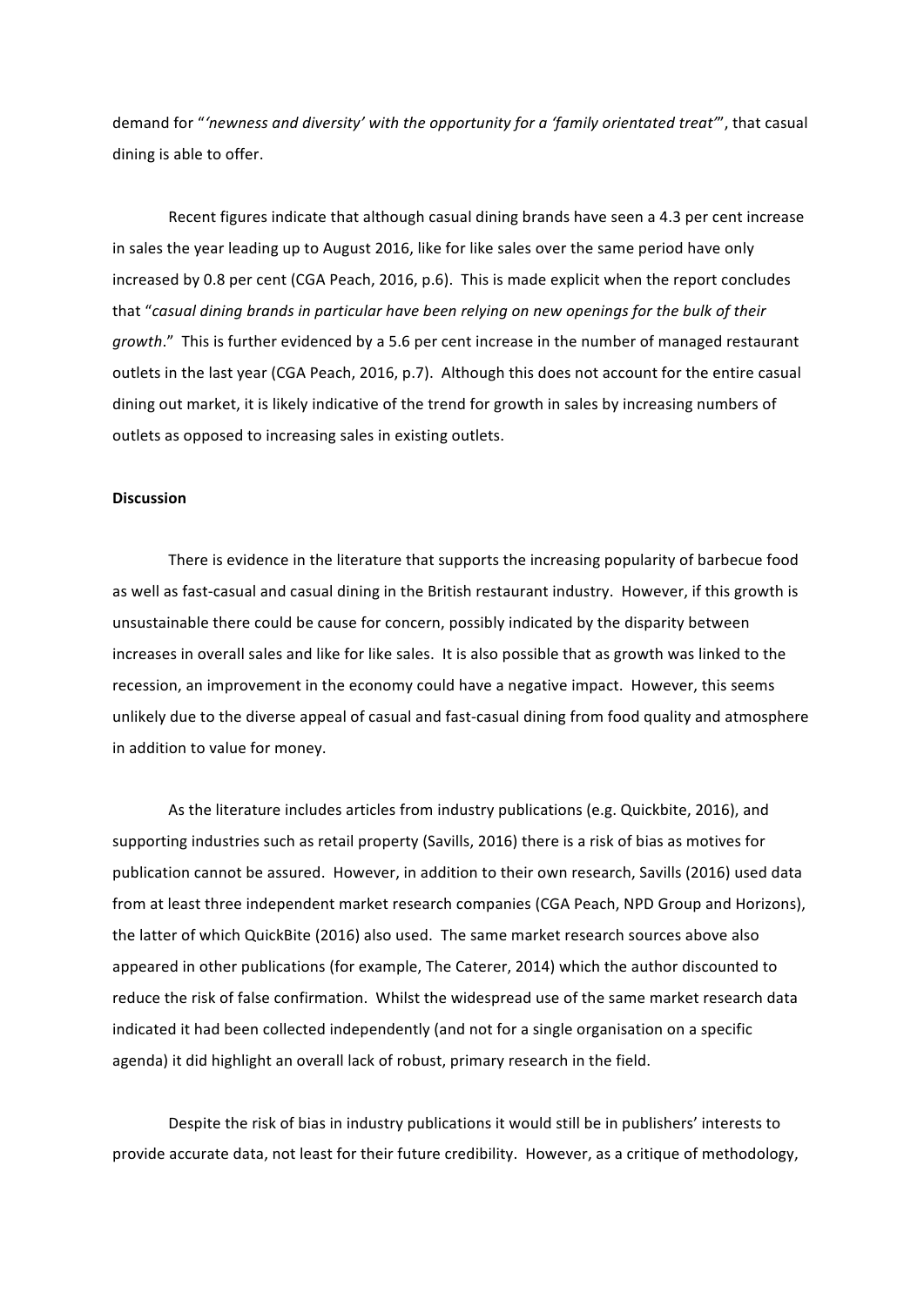demand for "*'newness and diversity' with the opportunity for a 'family orientated treat'*", that casual dining is able to offer.

Recent figures indicate that although casual dining brands have seen a 4.3 per cent increase in sales the year leading up to August 2016, like for like sales over the same period have only increased by 0.8 per cent (CGA Peach, 2016, p.6). This is made explicit when the report concludes that "*casual dining brands in particular have been relying on new openings for the bulk of their growth*." This is further evidenced by a 5.6 per cent increase in the number of managed restaurant outlets in the last year (CGA Peach, 2016, p.7). Although this does not account for the entire casual dining out market, it is likely indicative of the trend for growth in sales by increasing numbers of outlets as opposed to increasing sales in existing outlets.

**Discussion**

There is evidence in the literature that supports the increasing popularity of barbecue food as well as fast-casual and casual dining in the British restaurant industry. However, if this growth is unsustainable there could be cause for concern, possibly indicated by the disparity between increases in overall sales and like for like sales. It is also possible that as growth was linked to the recession, an improvement in the economy could have a negative impact. However, this seems unlikely due to the diverse appeal of casual and fast-casual dining from food quality and atmosphere in addition to value for money.

As the literature includes articles from industry publications (e.g. Quickbite, 2016), and supporting industries such as retail property (Savills, 2016) there is a risk of bias as motives for publication cannot be assured. However, in addition to their own research, Savills (2016) used data from at least three independent market research companies (CGA Peach, NPD Group and Horizons), the latter of which QuickBite (2016) also used. The same market research sources above also appeared in other publications (for example, The Caterer, 2014) which the author discounted to reduce the risk of false confirmation. Whilst the widespread use of the same market research data indicated it had been collected independently (and not for a single organisation on a specific agenda) it did highlight an overall lack of robust, primary research in the field.

Despite the risk of bias in industry publications it would still be in publishers' interests to provide accurate data, not least for their future credibility. However, as a critique of methodology,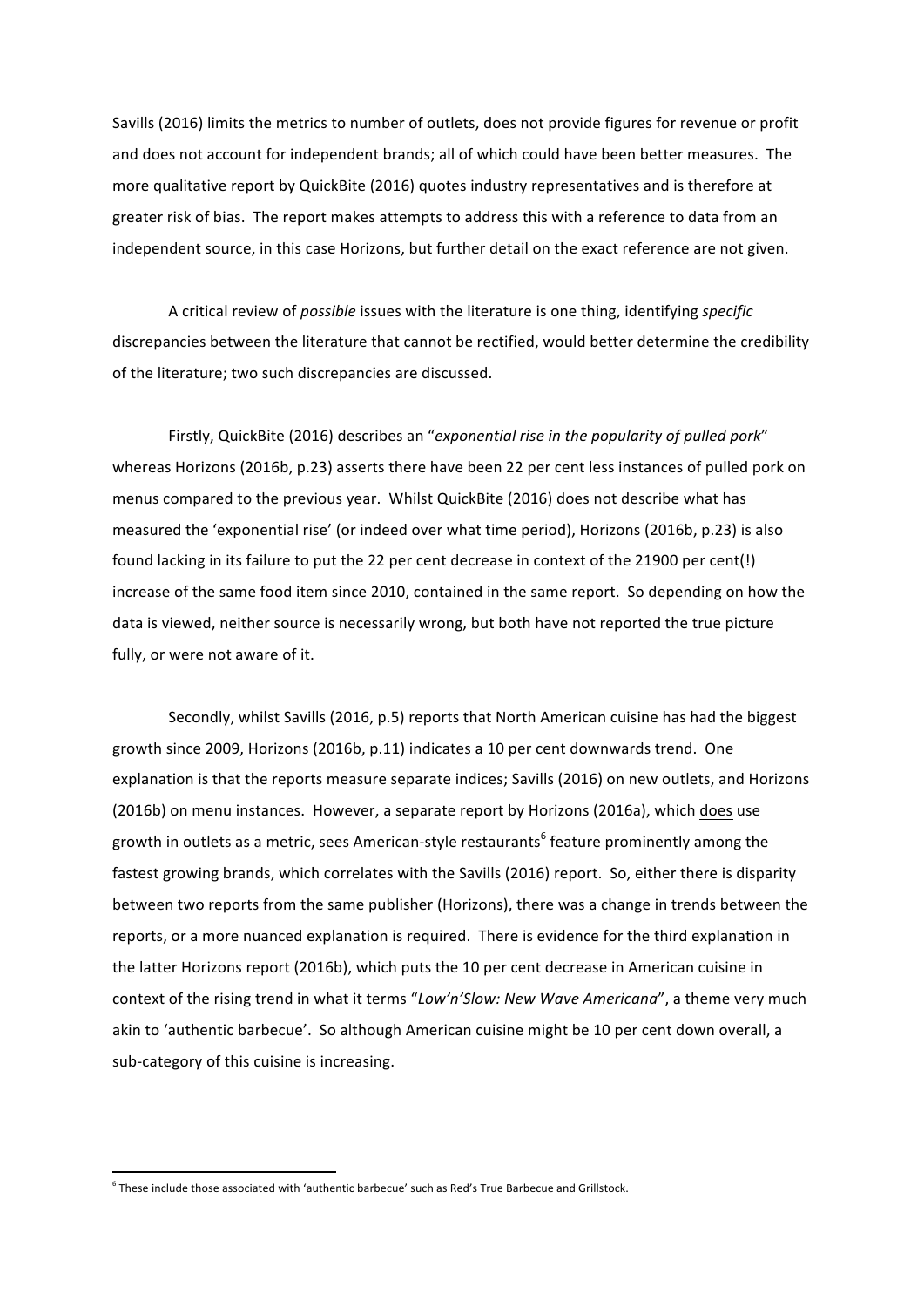Savills (2016) limits the metrics to number of outlets, does not provide figures for revenue or profit and does not account for independent brands; all of which could have been better measures. The more qualitative report by QuickBite (2016) quotes industry representatives and is therefore at greater risk of bias. The report makes attempts to address this with a reference to data from an independent source, in this case Horizons, but further detail on the exact reference are not given.

A critical review of *possible* issues with the literature is one thing, identifying *specific* discrepancies between the literature that cannot be rectified, would better determine the credibility of the literature; two such discrepancies are discussed.

Firstly, QuickBite (2016) describes an "*exponential rise in the popularity of pulled pork*" whereas Horizons (2016b, p.23) asserts there have been 22 per cent less instances of pulled pork on menus compared to the previous year. Whilst QuickBite (2016) does not describe what has measured the 'exponential rise' (or indeed over what time period), Horizons (2016b, p.23) is also found lacking in its failure to put the 22 per cent decrease in context of the 21900 per cent(!) increase of the same food item since 2010, contained in the same report. So depending on how the data is viewed, neither source is necessarily wrong, but both have not reported the true picture fully, or were not aware of it.

Secondly, whilst Savills (2016, p.5) reports that North American cuisine has had the biggest growth since 2009, Horizons (2016b, p.11) indicates a 10 per cent downwards trend. One explanation is that the reports measure separate indices; Savills (2016) on new outlets, and Horizons (2016b) on menu instances. However, a separate report by Horizons (2016a), which <u>does</u> use growth in outlets as a metric, sees American-style restaurants[6] feature prominently among the fastest growing brands, which correlates with the Savills (2016) report. So, either there is disparity between two reports from the same publisher (Horizons), there was a change in trends between the reports, or a more nuanced explanation is required. There is evidence for the third explanation in the latter Horizons report (2016b), which puts the 10 per cent decrease in American cuisine in context of the rising trend in what it terms "*Low'n'Slow: New Wave Americana*", a theme very much akin to 'authentic barbecue'. So although American cuisine might be 10 per cent down overall, a sub-category of this cuisine is increasing.

[6] These include those associated with 'authentic barbecue' such as Red's True Barbecue and Grillstock.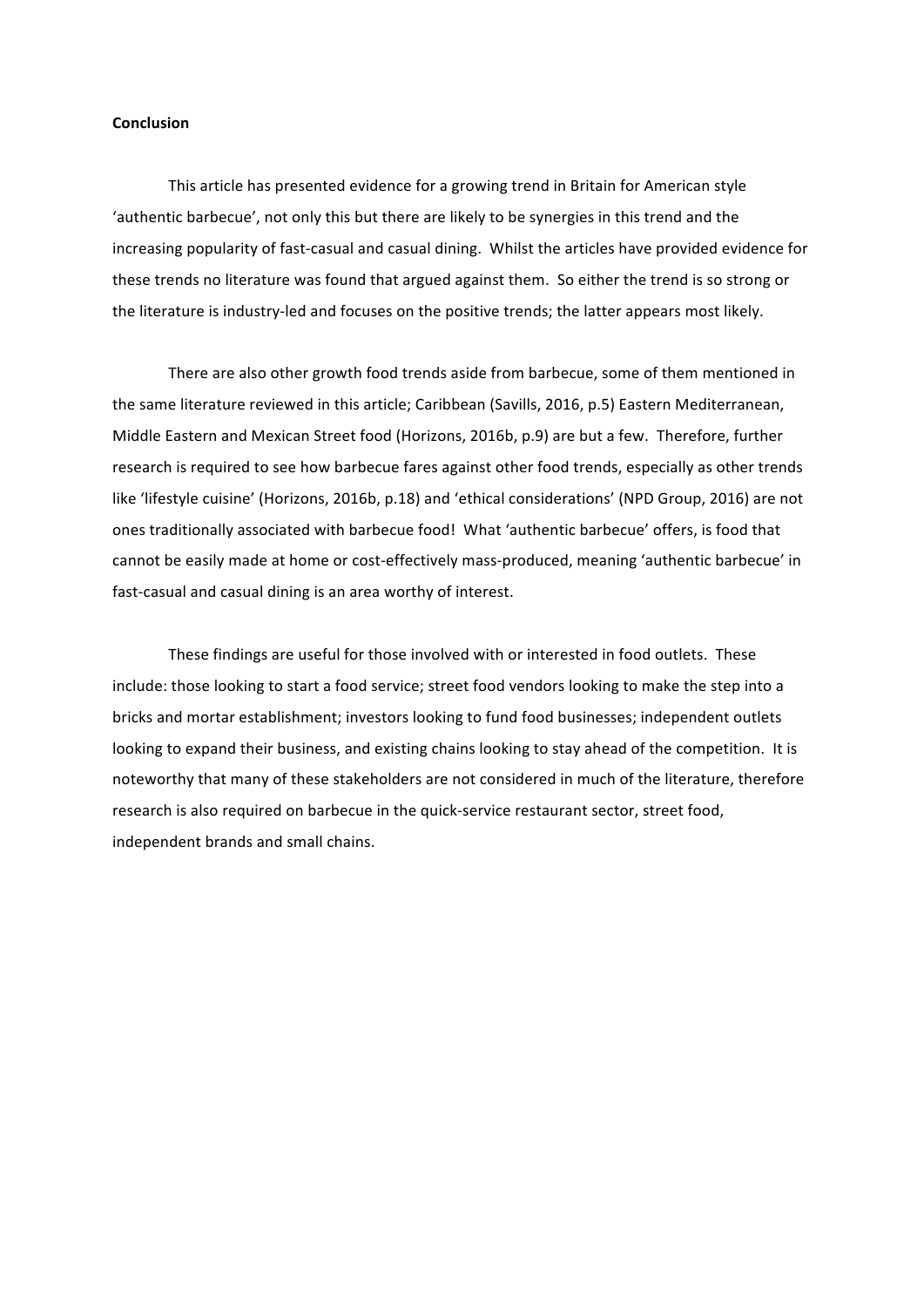**Conclusion**

This article has presented evidence for a growing trend in Britain for American style 'authentic barbecue', not only this but there are likely to be synergies in this trend and the increasing popularity of fast-casual and casual dining. Whilst the articles have provided evidence for these trends no literature was found that argued against them. So either the trend is so strong or the literature is industry-led and focuses on the positive trends; the latter appears most likely.

There are also other growth food trends aside from barbecue, some of them mentioned in the same literature reviewed in this article; Caribbean (Savills, 2016, p.5) Eastern Mediterranean, Middle Eastern and Mexican Street food (Horizons, 2016b, p.9) are but a few. Therefore, further research is required to see how barbecue fares against other food trends, especially as other trends like 'lifestyle cuisine' (Horizons, 2016b, p.18) and 'ethical considerations' (NPD Group, 2016) are not ones traditionally associated with barbecue food! What 'authentic barbecue' offers, is food that cannot be easily made at home or cost-effectively mass-produced, meaning 'authentic barbecue' in fast-casual and casual dining is an area worthy of interest.

These findings are useful for those involved with or interested in food outlets. These include: those looking to start a food service; street food vendors looking to make the step into a bricks and mortar establishment; investors looking to fund food businesses; independent outlets looking to expand their business, and existing chains looking to stay ahead of the competition. It is noteworthy that many of these stakeholders are not considered in much of the literature, therefore research is also required on barbecue in the quick-service restaurant sector, street food, independent brands and small chains.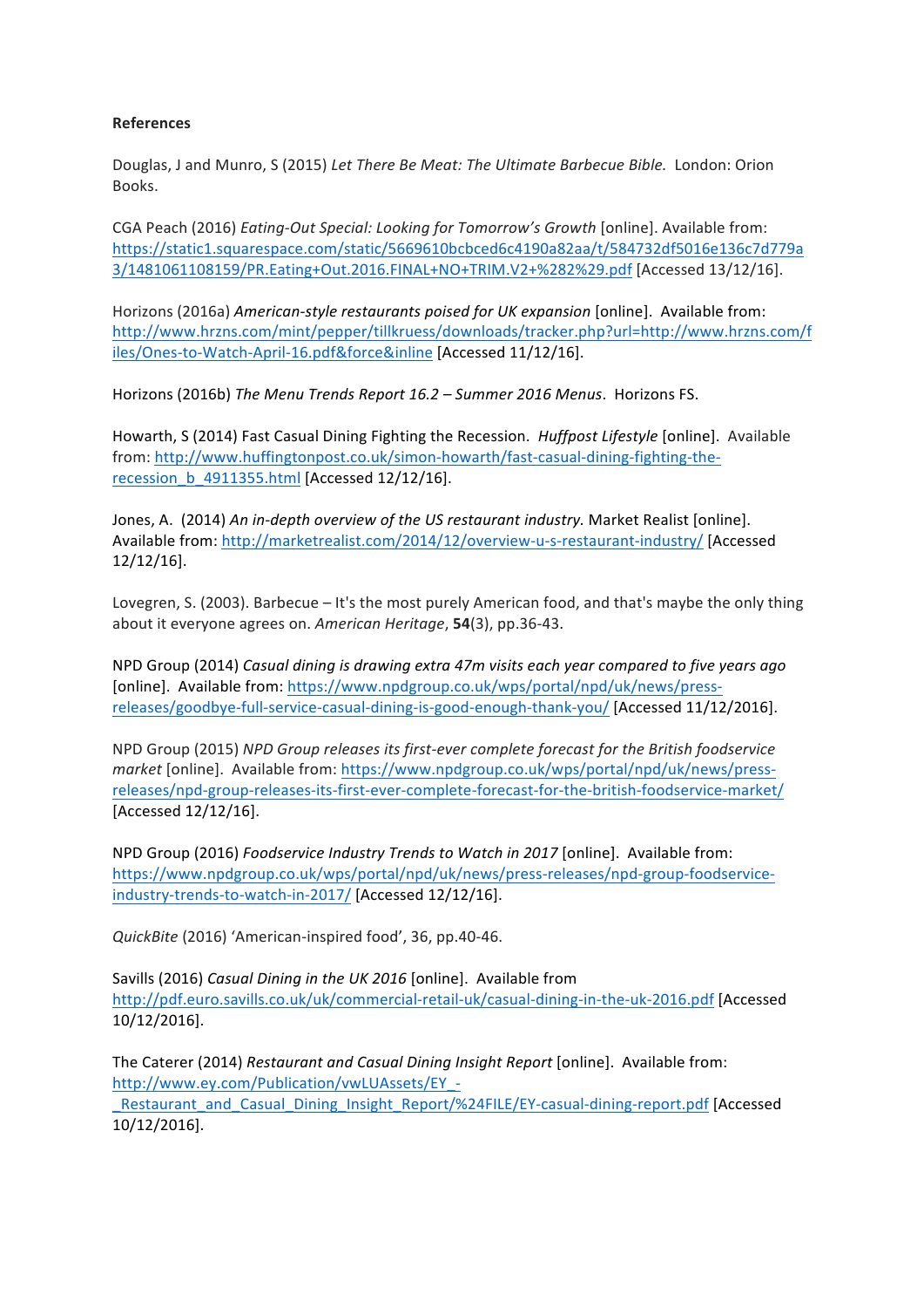**References**

Douglas, J and Munro, S (2015) *Let There Be Meat: The Ultimate Barbecue Bible.* London: Orion Books.

CGA Peach (2016) *Eating-Out Special: Looking for Tomorrow's Growth* [online]. Available from: https://static1.squarespace.com/static/5669610bcbced6c4190a82aa/t/584732df5016e136c7d779a3/1481061108159/PR.Eating+Out.2016.FINAL+NO+TRIM.V2+%282%29.pdf [Accessed 13/12/16].

Horizons (2016a) *American-style restaurants poised for UK expansion* [online]. Available from: http://www.hrzns.com/mint/pepper/tillkruess/downloads/tracker.php?url=http://www.hrzns.com/files/Ones-to-Watch-April-16.pdf&force&inline [Accessed 11/12/16].

Horizons (2016b) *The Menu Trends Report 16.2 – Summer 2016 Menus*. Horizons FS.

Howarth, S (2014) Fast Casual Dining Fighting the Recession. *Huffpost Lifestyle* [online]. Available from: http://www.huffingtonpost.co.uk/simon-howarth/fast-casual-dining-fighting-the-recession_b_4911355.html [Accessed 12/12/16].

Jones, A. (2014) *An in-depth overview of the US restaurant industry.* Market Realist [online]. Available from: http://marketrealist.com/2014/12/overview-u-s-restaurant-industry/ [Accessed 12/12/16].

Lovegren, S. (2003). Barbecue – It's the most purely American food, and that's maybe the only thing about it everyone agrees on. *American Heritage*, **54**(3), pp.36-43.

NPD Group (2014) *Casual dining is drawing extra 47m visits each year compared to five years ago* [online]. Available from: https://www.npdgroup.co.uk/wps/portal/npd/uk/news/press-releases/goodbye-full-service-casual-dining-is-good-enough-thank-you/ [Accessed 11/12/2016].

NPD Group (2015) *NPD Group releases its first-ever complete forecast for the British foodservice market* [online]. Available from: https://www.npdgroup.co.uk/wps/portal/npd/uk/news/press-releases/npd-group-releases-its-first-ever-complete-forecast-for-the-british-foodservice-market/ [Accessed 12/12/16].

NPD Group (2016) *Foodservice Industry Trends to Watch in 2017* [online]. Available from: https://www.npdgroup.co.uk/wps/portal/npd/uk/news/press-releases/npd-group-foodservice-industry-trends-to-watch-in-2017/ [Accessed 12/12/16].

*QuickBite* (2016) 'American-inspired food', 36, pp.40-46.

Savills (2016) *Casual Dining in the UK 2016* [online]. Available from http://pdf.euro.savills.co.uk/uk/commercial-retail-uk/casual-dining-in-the-uk-2016.pdf [Accessed 10/12/2016].

The Caterer (2014) *Restaurant and Casual Dining Insight Report* [online]. Available from: http://www.ey.com/Publication/vwLUAssets/EY_-_Restaurant_and_Casual_Dining_Insight_Report/%24FILE/EY-casual-dining-report.pdf [Accessed 10/12/2016].